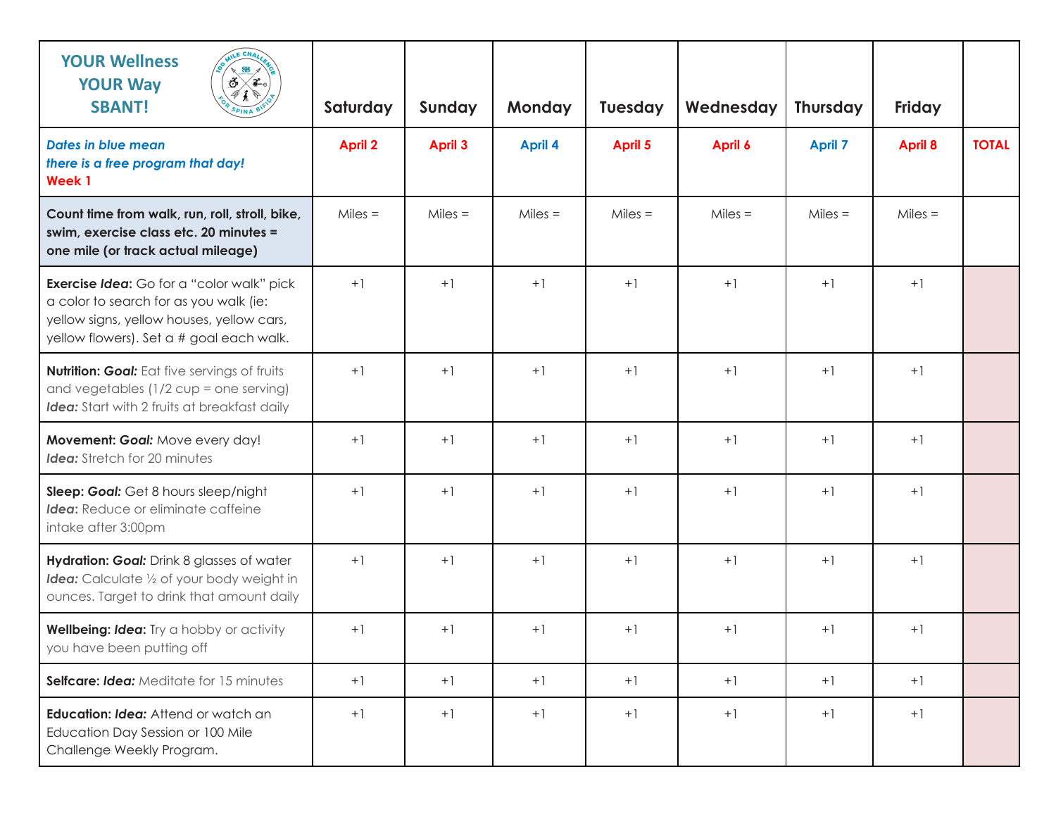| YOUR Wellness YOUR Way SBANT! | Saturday | Sunday | Monday | Tuesday | Wednesday | Thursday | Friday | |
|---|---|---|---|---|---|---|---|---|
| ***Dates in blue mean there is a free program that day!*** **Week 1** | **April 2** | **April 3** | **April 4** | **April 5** | **April 6** | **April 7** | **April 8** | **TOTAL** |
| **Count time from walk, run, roll, stroll, bike, swim, exercise class etc. 20 minutes = one mile (or track actual mileage)** | Miles = | Miles = | Miles = | Miles = | Miles = | Miles = | Miles = | |
| **Exercise *Idea*:** Go for a "color walk" pick a color to search for as you walk (ie: yellow signs, yellow houses, yellow cars, yellow flowers). Set a # goal each walk. | +1 | +1 | +1 | +1 | +1 | +1 | +1 | |
| **Nutrition: *Goal:*** Eat five servings of fruits and vegetables (1/2 cup = one serving) ***Idea:*** Start with 2 fruits at breakfast daily | +1 | +1 | +1 | +1 | +1 | +1 | +1 | |
| **Movement: *Goal:*** Move every day! ***Idea:*** Stretch for 20 minutes | +1 | +1 | +1 | +1 | +1 | +1 | +1 | |
| **Sleep: *Goal:*** Get 8 hours sleep/night ***Idea*:** Reduce or eliminate caffeine intake after 3:00pm | +1 | +1 | +1 | +1 | +1 | +1 | +1 | |
| **Hydration: *Goal:*** Drink 8 glasses of water ***Idea:*** Calculate ½ of your body weight in ounces. Target to drink that amount daily | +1 | +1 | +1 | +1 | +1 | +1 | +1 | |
| **Wellbeing: *Idea*:** Try a hobby or activity you have been putting off | +1 | +1 | +1 | +1 | +1 | +1 | +1 | |
| **Selfcare: *Idea:*** Meditate for 15 minutes | +1 | +1 | +1 | +1 | +1 | +1 | +1 | |
| **Education: *Idea:*** Attend or watch an Education Day Session or 100 Mile Challenge Weekly Program. | +1 | +1 | +1 | +1 | +1 | +1 | +1 | |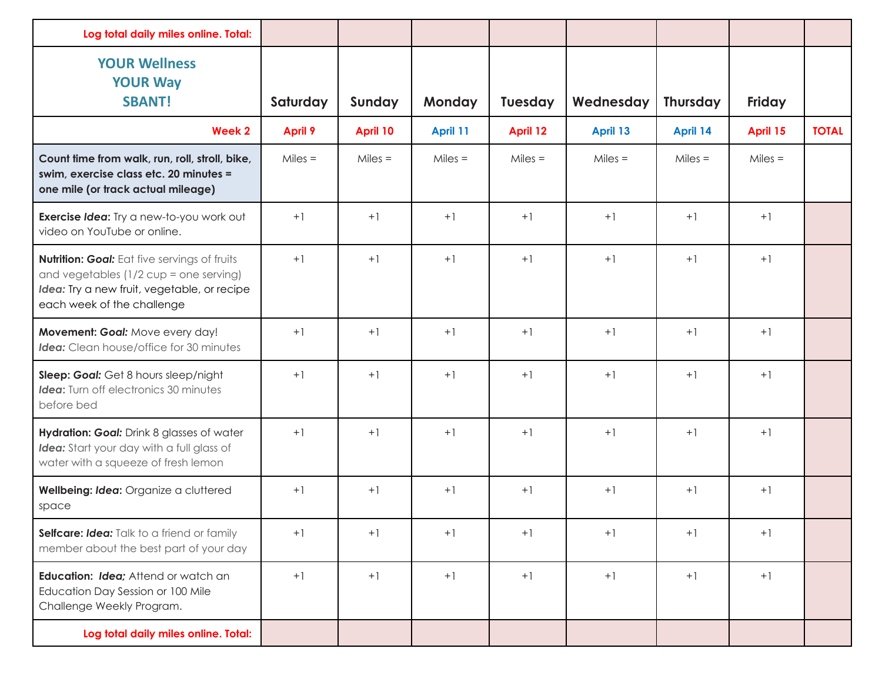| Log total daily miles online. Total: | | | | | | | | |
|---|---|---|---|---|---|---|---|---|
| YOUR Wellness YOUR Way SBANT! | Saturday | Sunday | Monday | Tuesday | Wednesday | Thursday | Friday | |
| Week 2 | April 9 | April 10 | April 11 | April 12 | April 13 | April 14 | April 15 | TOTAL |
| **Count time from walk, run, roll, stroll, bike, swim, exercise class etc. 20 minutes = one mile (or track actual mileage)** | Miles = | Miles = | Miles = | Miles = | Miles = | Miles = | Miles = | |
| **Exercise *Idea*:** Try a new-to-you work out video on YouTube or online. | +1 | +1 | +1 | +1 | +1 | +1 | +1 | |
| **Nutrition: *Goal:*** Eat five servings of fruits and vegetables (1/2 cup = one serving) ***Idea:*** Try a new fruit, vegetable, or recipe each week of the challenge | +1 | +1 | +1 | +1 | +1 | +1 | +1 | |
| **Movement: *Goal:*** Move every day! ***Idea:*** Clean house/office for 30 minutes | +1 | +1 | +1 | +1 | +1 | +1 | +1 | |
| **Sleep: *Goal:*** Get 8 hours sleep/night ***Idea*:** Turn off electronics 30 minutes before bed | +1 | +1 | +1 | +1 | +1 | +1 | +1 | |
| **Hydration: *Goal:*** Drink 8 glasses of water ***Idea:*** Start your day with a full glass of water with a squeeze of fresh lemon | +1 | +1 | +1 | +1 | +1 | +1 | +1 | |
| **Wellbeing: *Idea*:** Organize a cluttered space | +1 | +1 | +1 | +1 | +1 | +1 | +1 | |
| **Selfcare: *Idea:*** Talk to a friend or family member about the best part of your day | +1 | +1 | +1 | +1 | +1 | +1 | +1 | |
| **Education: *Idea;*** Attend or watch an Education Day Session or 100 Mile Challenge Weekly Program. | +1 | +1 | +1 | +1 | +1 | +1 | +1 | |
| Log total daily miles online. Total: | | | | | | | | |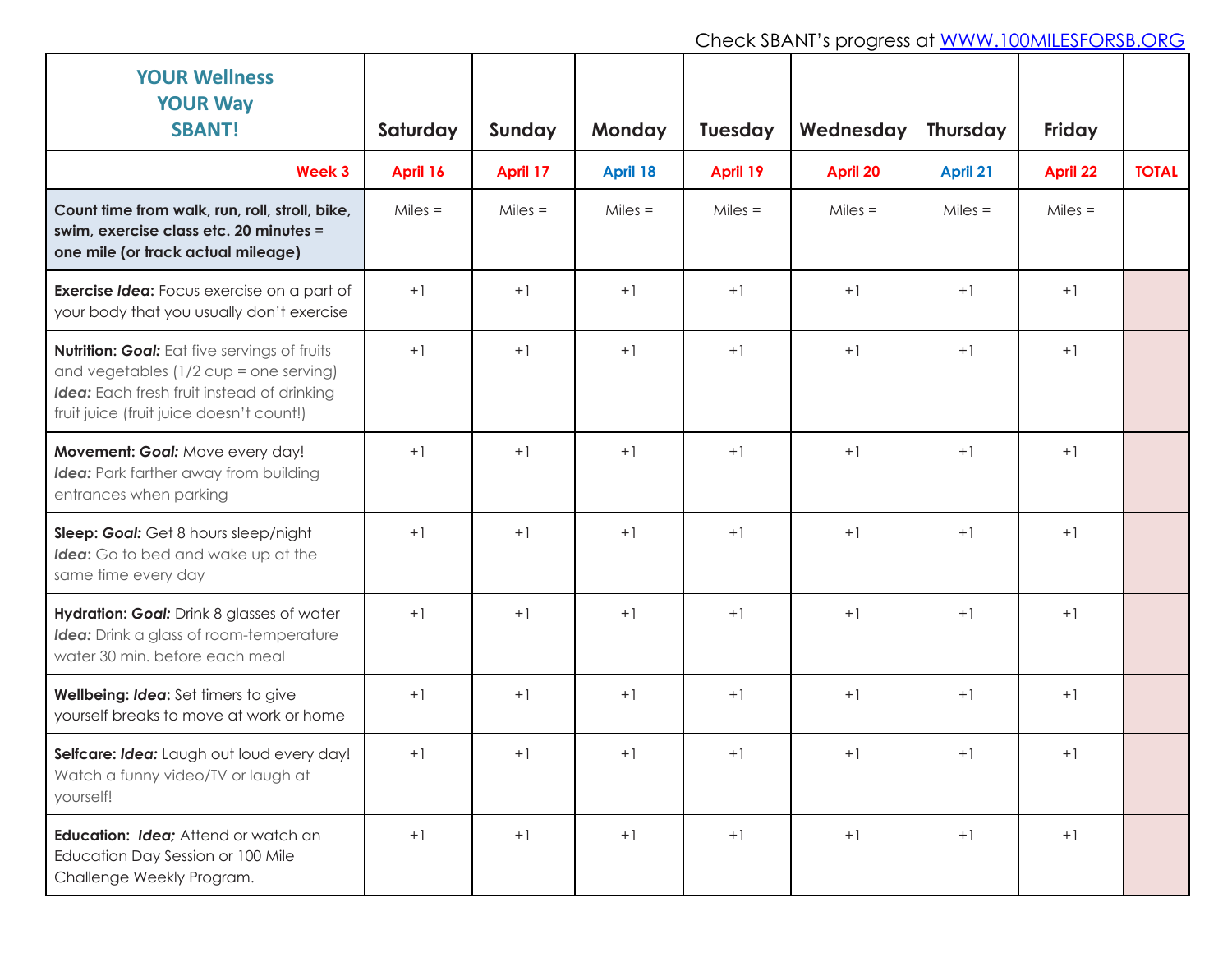Check SBANT's progress at WWW.100MILESFORSB.ORG

| YOUR Wellness YOUR Way SBANT! | Saturday | Sunday | Monday | Tuesday | Wednesday | Thursday | Friday | |
|---|---|---|---|---|---|---|---|---|
| **Week 3** | **April 16** | **April 17** | **April 18** | **April 19** | **April 20** | **April 21** | **April 22** | **TOTAL** |
| **Count time from walk, run, roll, stroll, bike, swim, exercise class etc. 20 minutes = one mile (or track actual mileage)** | Miles = | Miles = | Miles = | Miles = | Miles = | Miles = | Miles = | |
| **Exercise *Idea*:** Focus exercise on a part of your body that you usually don't exercise | +1 | +1 | +1 | +1 | +1 | +1 | +1 | |
| **Nutrition: *Goal:*** Eat five servings of fruits and vegetables (1/2 cup = one serving) ***Idea:*** Each fresh fruit instead of drinking fruit juice (fruit juice doesn't count!) | +1 | +1 | +1 | +1 | +1 | +1 | +1 | |
| **Movement: *Goal:*** Move every day! ***Idea:*** Park farther away from building entrances when parking | +1 | +1 | +1 | +1 | +1 | +1 | +1 | |
| **Sleep: *Goal:*** Get 8 hours sleep/night ***Idea*:** Go to bed and wake up at the same time every day | +1 | +1 | +1 | +1 | +1 | +1 | +1 | |
| **Hydration: *Goal:*** Drink 8 glasses of water ***Idea:*** Drink a glass of room-temperature water 30 min. before each meal | +1 | +1 | +1 | +1 | +1 | +1 | +1 | |
| **Wellbeing: *Idea*:** Set timers to give yourself breaks to move at work or home | +1 | +1 | +1 | +1 | +1 | +1 | +1 | |
| **Selfcare: *Idea:*** Laugh out loud every day! Watch a funny video/TV or laugh at yourself! | +1 | +1 | +1 | +1 | +1 | +1 | +1 | |
| **Education: *Idea;*** Attend or watch an Education Day Session or 100 Mile Challenge Weekly Program. | +1 | +1 | +1 | +1 | +1 | +1 | +1 | |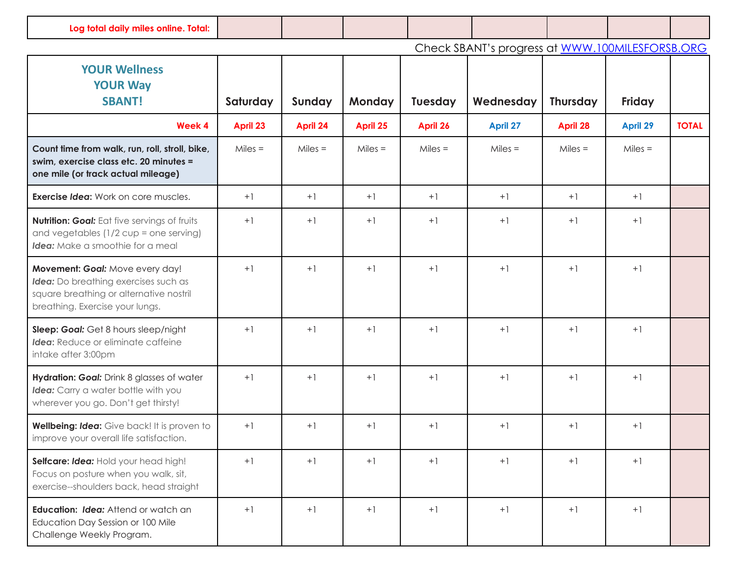| Log total daily miles online. Total: | | | | | | | | |
|---|---|---|---|---|---|---|---|---|

Check SBANT's progress at WWW.100MILESFORSB.ORG

| YOUR Wellness YOUR Way SBANT! | Saturday | Sunday | Monday | Tuesday | Wednesday | Thursday | Friday | |
|---|---|---|---|---|---|---|---|---|
| Week 4 | April 23 | April 24 | April 25 | April 26 | April 27 | April 28 | April 29 | TOTAL |
| **Count time from walk, run, roll, stroll, bike, swim, exercise class etc. 20 minutes = one mile (or track actual mileage)** | Miles = | Miles = | Miles = | Miles = | Miles = | Miles = | Miles = | |
| **Exercise** ***Idea:*** Work on core muscles. | +1 | +1 | +1 | +1 | +1 | +1 | +1 | |
| **Nutrition:** ***Goal:*** Eat five servings of fruits and vegetables (1/2 cup = one serving) ***Idea:*** Make a smoothie for a meal | +1 | +1 | +1 | +1 | +1 | +1 | +1 | |
| **Movement:** ***Goal:*** Move every day! ***Idea:*** Do breathing exercises such as square breathing or alternative nostril breathing. Exercise your lungs. | +1 | +1 | +1 | +1 | +1 | +1 | +1 | |
| **Sleep:** ***Goal:*** Get 8 hours sleep/night ***Idea:*** Reduce or eliminate caffeine intake after 3:00pm | +1 | +1 | +1 | +1 | +1 | +1 | +1 | |
| **Hydration:** ***Goal:*** Drink 8 glasses of water ***Idea:*** Carry a water bottle with you wherever you go. Don't get thirsty! | +1 | +1 | +1 | +1 | +1 | +1 | +1 | |
| **Wellbeing:** ***Idea:*** Give back! It is proven to improve your overall life satisfaction. | +1 | +1 | +1 | +1 | +1 | +1 | +1 | |
| **Selfcare:** ***Idea:*** Hold your head high! Focus on posture when you walk, sit, exercise--shoulders back, head straight | +1 | +1 | +1 | +1 | +1 | +1 | +1 | |
| **Education:** ***Idea:*** Attend or watch an Education Day Session or 100 Mile Challenge Weekly Program. | +1 | +1 | +1 | +1 | +1 | +1 | +1 | |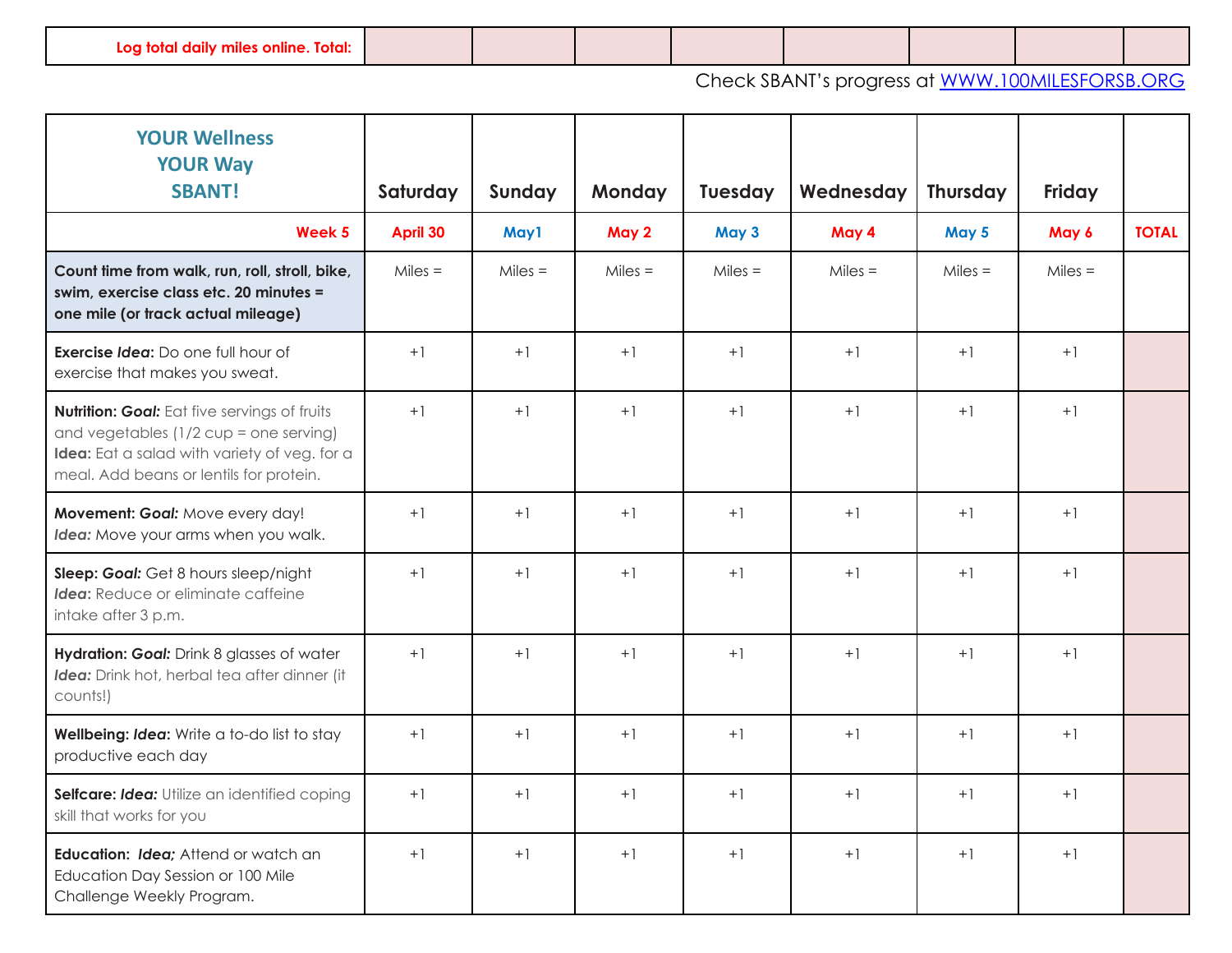| Log total daily miles online. Total: | | | | | | | | |
|---|---|---|---|---|---|---|---|---|

Check SBANT's progress at WWW.100MILESFORSB.ORG

| YOUR Wellness YOUR Way SBANT! | Saturday | Sunday | Monday | Tuesday | Wednesday | Thursday | Friday | |
|---|---|---|---|---|---|---|---|---|
| Week 5 | April 30 | May1 | May 2 | May 3 | May 4 | May 5 | May 6 | TOTAL |
| **Count time from walk, run, roll, stroll, bike, swim, exercise class etc. 20 minutes = one mile (or track actual mileage)** | Miles = | Miles = | Miles = | Miles = | Miles = | Miles = | Miles = | |
| **Exercise *Idea*:** Do one full hour of exercise that makes you sweat. | +1 | +1 | +1 | +1 | +1 | +1 | +1 | |
| **Nutrition: *Goal:*** Eat five servings of fruits and vegetables (1/2 cup = one serving) **Idea:** Eat a salad with variety of veg. for a meal. Add beans or lentils for protein. | +1 | +1 | +1 | +1 | +1 | +1 | +1 | |
| **Movement: *Goal:*** Move every day! ***Idea:*** Move your arms when you walk. | +1 | +1 | +1 | +1 | +1 | +1 | +1 | |
| **Sleep: *Goal:*** Get 8 hours sleep/night ***Idea*:** Reduce or eliminate caffeine intake after 3 p.m. | +1 | +1 | +1 | +1 | +1 | +1 | +1 | |
| **Hydration: *Goal:*** Drink 8 glasses of water ***Idea:*** Drink hot, herbal tea after dinner (it counts!) | +1 | +1 | +1 | +1 | +1 | +1 | +1 | |
| **Wellbeing: *Idea*:** Write a to-do list to stay productive each day | +1 | +1 | +1 | +1 | +1 | +1 | +1 | |
| **Selfcare: *Idea:*** Utilize an identified coping skill that works for you | +1 | +1 | +1 | +1 | +1 | +1 | +1 | |
| **Education: *Idea;*** Attend or watch an Education Day Session or 100 Mile Challenge Weekly Program. | +1 | +1 | +1 | +1 | +1 | +1 | +1 | |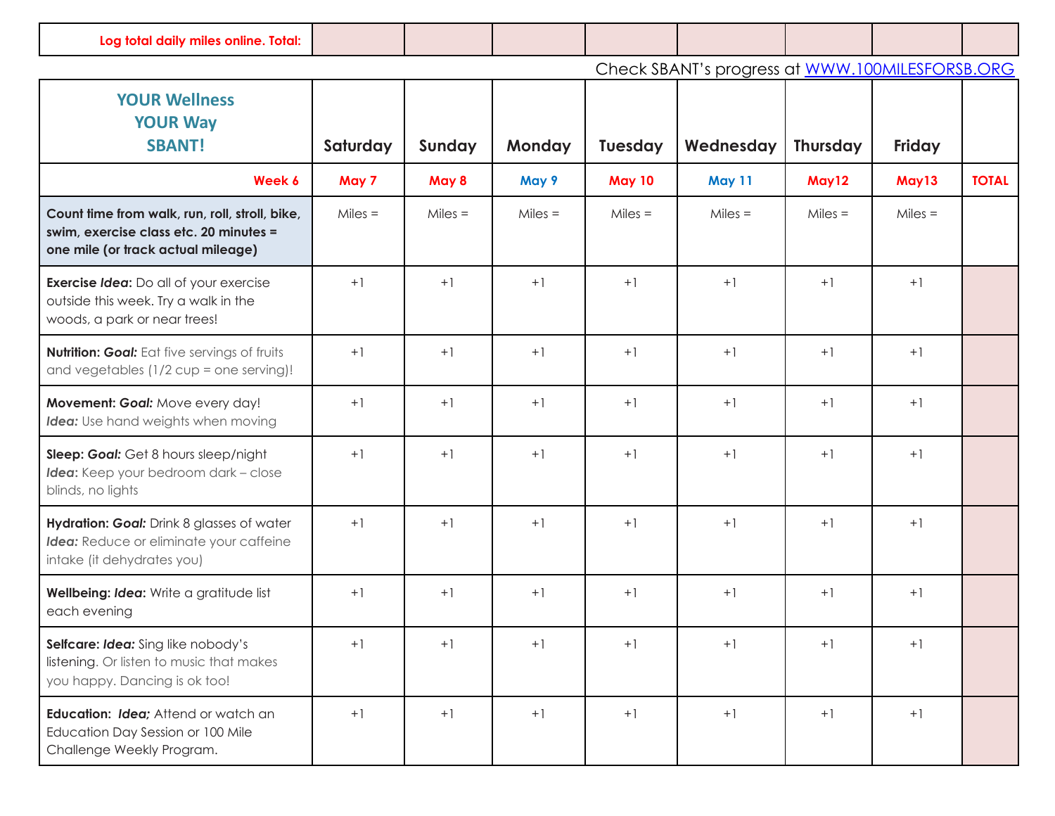| Log total daily miles online. Total: | | | | | | | | |
|---|---|---|---|---|---|---|---|---|

Check SBANT's progress at [WWW.100MILESFORSB.ORG](http://WWW.100MILESFORSB.ORG)

| YOUR Wellness YOUR Way SBANT! | Saturday | Sunday | Monday | Tuesday | Wednesday | Thursday | Friday | |
|---|---|---|---|---|---|---|---|---|
| **Week 6** | **May 7** | **May 8** | **May 9** | **May 10** | **May 11** | **May12** | **May13** | **TOTAL** |
| **Count time from walk, run, roll, stroll, bike, swim, exercise class etc. 20 minutes = one mile (or track actual mileage)** | Miles = | Miles = | Miles = | Miles = | Miles = | Miles = | Miles = | |
| **Exercise *Idea:*** Do all of your exercise outside this week. Try a walk in the woods, a park or near trees! | +1 | +1 | +1 | +1 | +1 | +1 | +1 | |
| **Nutrition: *Goal:*** Eat five servings of fruits and vegetables (1/2 cup = one serving)! | +1 | +1 | +1 | +1 | +1 | +1 | +1 | |
| **Movement: *Goal:*** Move every day! ***Idea:*** Use hand weights when moving | +1 | +1 | +1 | +1 | +1 | +1 | +1 | |
| **Sleep: *Goal:*** Get 8 hours sleep/night ***Idea*:** Keep your bedroom dark – close blinds, no lights | +1 | +1 | +1 | +1 | +1 | +1 | +1 | |
| **Hydration: *Goal:*** Drink 8 glasses of water ***Idea:*** Reduce or eliminate your caffeine intake (it dehydrates you) | +1 | +1 | +1 | +1 | +1 | +1 | +1 | |
| **Wellbeing: *Idea*:** Write a gratitude list each evening | +1 | +1 | +1 | +1 | +1 | +1 | +1 | |
| **Selfcare: *Idea:*** Sing like nobody's listening. Or listen to music that makes you happy. Dancing is ok too! | +1 | +1 | +1 | +1 | +1 | +1 | +1 | |
| **Education: *Idea;*** Attend or watch an Education Day Session or 100 Mile Challenge Weekly Program. | +1 | +1 | +1 | +1 | +1 | +1 | +1 | |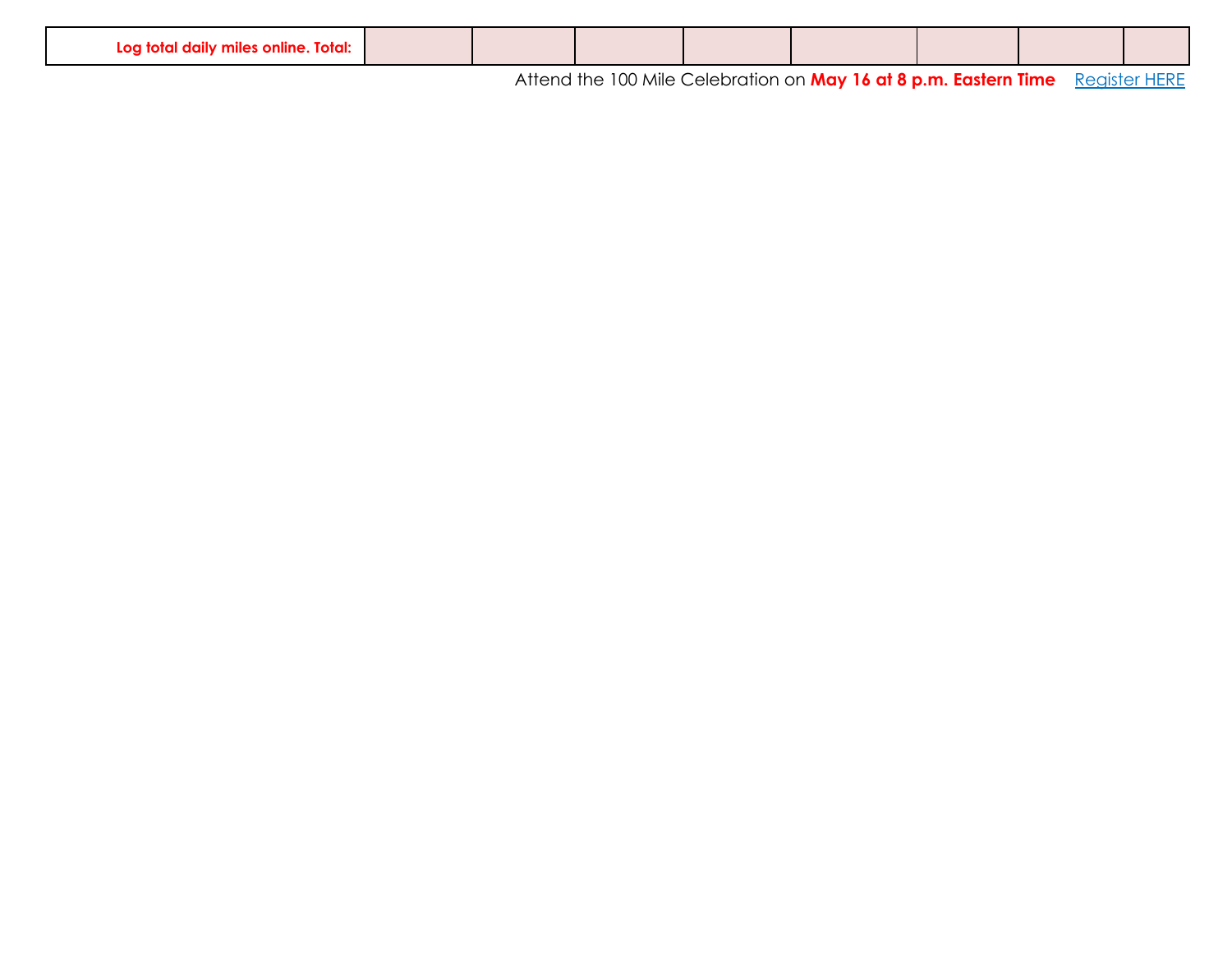| | | | | | | | | |
|---|---|---|---|---|---|---|---|---|
| **Log total daily miles online. Total:** | | | | | | | | |

Attend the 100 Mile Celebration on **May 16 at 8 p.m. Eastern Time** Register HERE